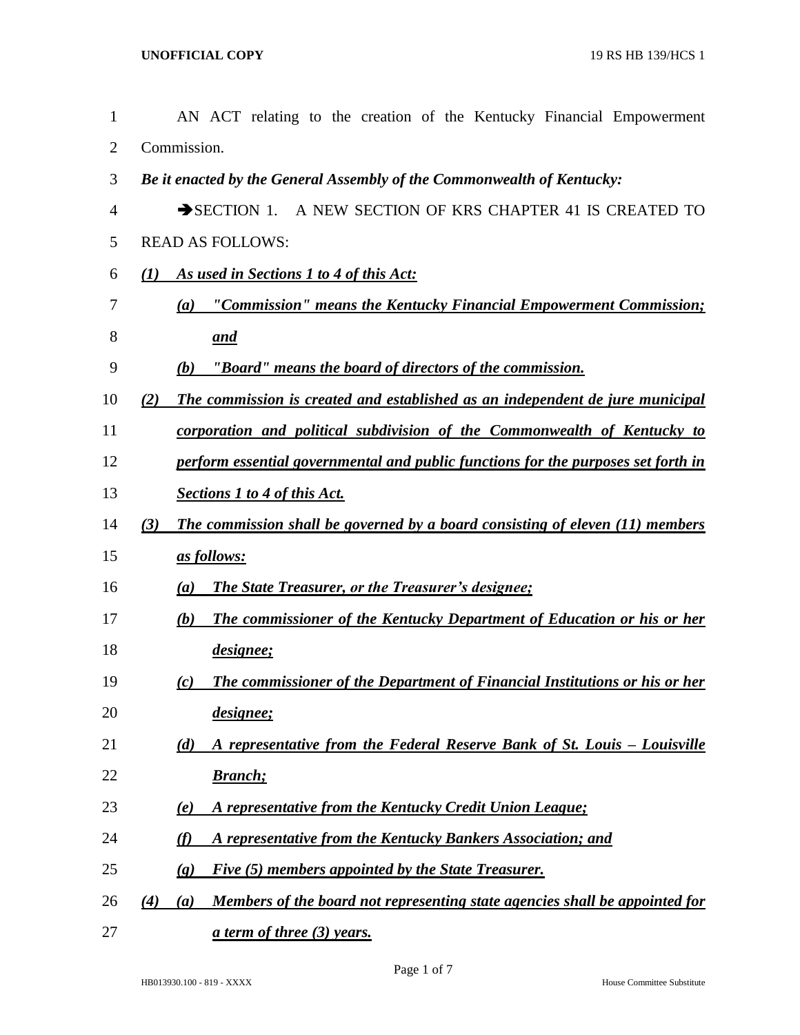AN ACT relating to the creation of the Kentucky Financial Empowerment Commission.

***Be it enacted by the General Assembly of the Commonwealth of Kentucky:***

➔SECTION 1. A NEW SECTION OF KRS CHAPTER 41 IS CREATED TO READ AS FOLLOWS:

***(1) As used in Sections 1 to 4 of this Act:***

***(a) "Commission" means the Kentucky Financial Empowerment Commission; and***

***(b) "Board" means the board of directors of the commission.***

***(2) The commission is created and established as an independent de jure municipal corporation and political subdivision of the Commonwealth of Kentucky to perform essential governmental and public functions for the purposes set forth in Sections 1 to 4 of this Act.***

***(3) The commission shall be governed by a board consisting of eleven (11) members as follows:***

***(a) The State Treasurer, or the Treasurer's designee;***

***(b) The commissioner of the Kentucky Department of Education or his or her designee;***

***(c) The commissioner of the Department of Financial Institutions or his or her designee;***

***(d) A representative from the Federal Reserve Bank of St. Louis – Louisville Branch;***

***(e) A representative from the Kentucky Credit Union League;***

***(f) A representative from the Kentucky Bankers Association; and***

***(g) Five (5) members appointed by the State Treasurer.***

***(4) (a) Members of the board not representing state agencies shall be appointed for a term of three (3) years.***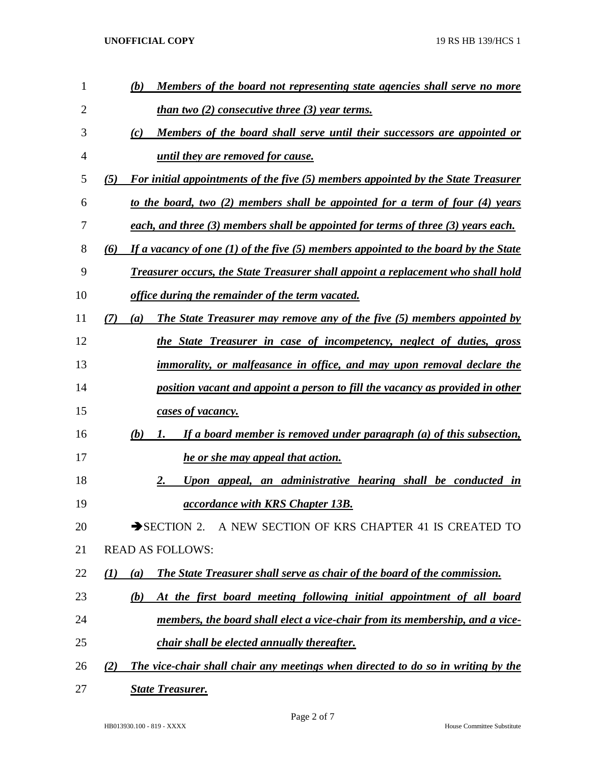*(b) Members of the board not representing state agencies shall serve no more than two (2) consecutive three (3) year terms.*

*(c) Members of the board shall serve until their successors are appointed or until they are removed for cause.*

*(5) For initial appointments of the five (5) members appointed by the State Treasurer to the board, two (2) members shall be appointed for a term of four (4) years each, and three (3) members shall be appointed for terms of three (3) years each.*

*(6) If a vacancy of one (1) of the five (5) members appointed to the board by the State Treasurer occurs, the State Treasurer shall appoint a replacement who shall hold office during the remainder of the term vacated.*

*(7) (a) The State Treasurer may remove any of the five (5) members appointed by the State Treasurer in case of incompetency, neglect of duties, gross immorality, or malfeasance in office, and may upon removal declare the position vacant and appoint a person to fill the vacancy as provided in other cases of vacancy.*

*(b) 1. If a board member is removed under paragraph (a) of this subsection, he or she may appeal that action.*

*2. Upon appeal, an administrative hearing shall be conducted in accordance with KRS Chapter 13B.*

➔SECTION 2. A NEW SECTION OF KRS CHAPTER 41 IS CREATED TO READ AS FOLLOWS:

*(1) (a) The State Treasurer shall serve as chair of the board of the commission.*

*(b) At the first board meeting following initial appointment of all board members, the board shall elect a vice-chair from its membership, and a vice-chair shall be elected annually thereafter.*

*(2) The vice-chair shall chair any meetings when directed to do so in writing by the State Treasurer.*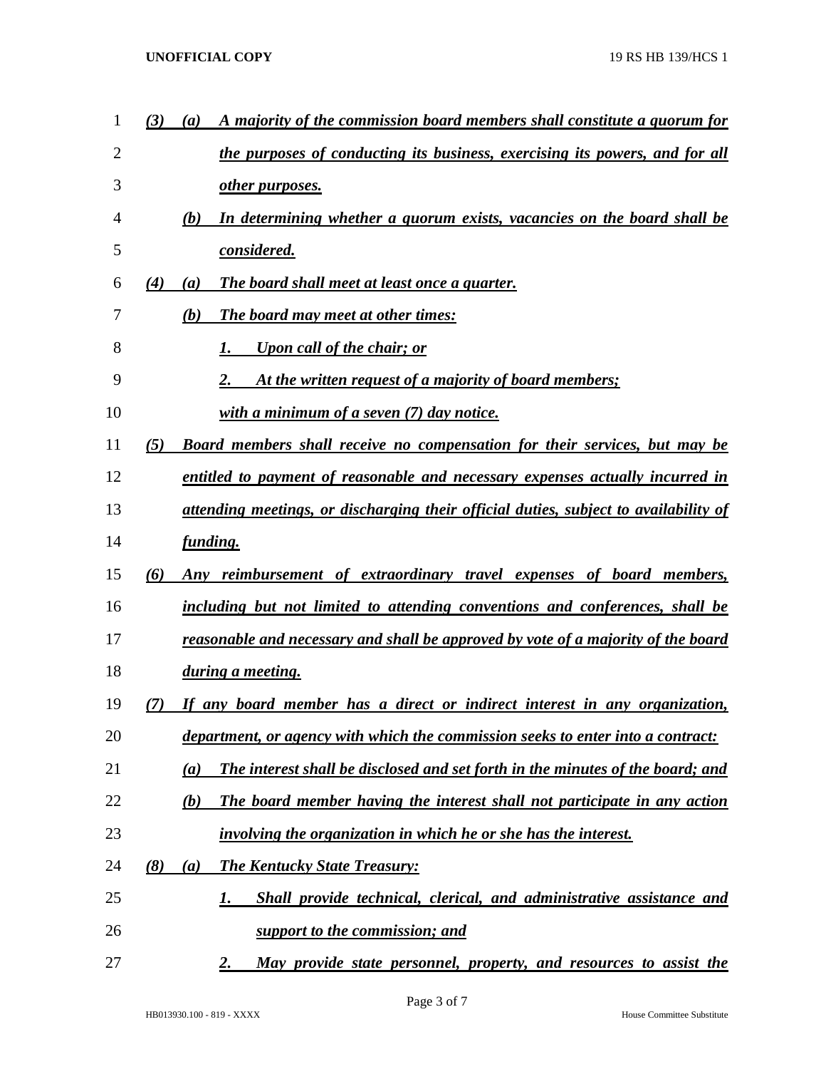***(3) (a) A majority of the commission board members shall constitute a quorum for the purposes of conducting its business, exercising its powers, and for all other purposes.***

***(b) In determining whether a quorum exists, vacancies on the board shall be considered.***

***(4) (a) The board shall meet at least once a quarter.***

***(b) The board may meet at other times:***

***1. Upon call of the chair; or***

***2. At the written request of a majority of board members;***

***with a minimum of a seven (7) day notice.***

***(5) Board members shall receive no compensation for their services, but may be entitled to payment of reasonable and necessary expenses actually incurred in attending meetings, or discharging their official duties, subject to availability of funding.***

***(6) Any reimbursement of extraordinary travel expenses of board members, including but not limited to attending conventions and conferences, shall be reasonable and necessary and shall be approved by vote of a majority of the board during a meeting.***

***(7) If any board member has a direct or indirect interest in any organization, department, or agency with which the commission seeks to enter into a contract:***

***(a) The interest shall be disclosed and set forth in the minutes of the board; and***

***(b) The board member having the interest shall not participate in any action involving the organization in which he or she has the interest.***

***(8) (a) The Kentucky State Treasury:***

***1. Shall provide technical, clerical, and administrative assistance and support to the commission; and***

***2. May provide state personnel, property, and resources to assist the***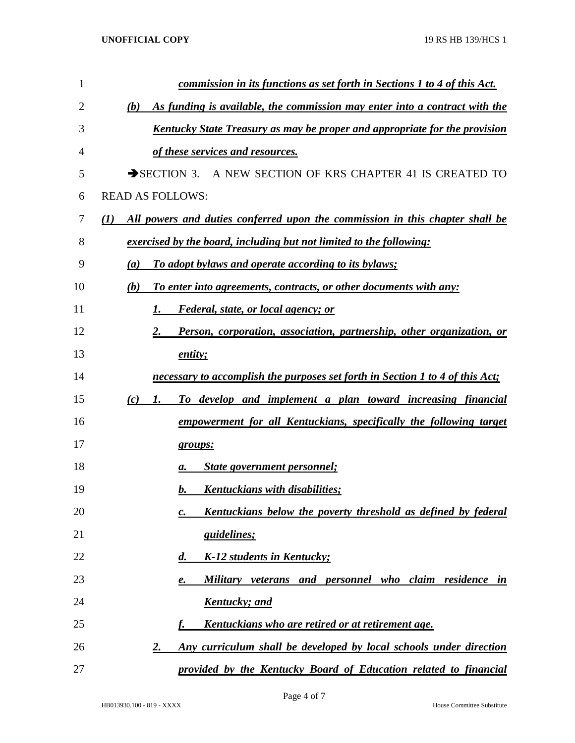*commission in its functions as set forth in Sections 1 to 4 of this Act.*

(b) *As funding is available, the commission may enter into a contract with the Kentucky State Treasury as may be proper and appropriate for the provision of these services and resources.*

➔SECTION 3. A NEW SECTION OF KRS CHAPTER 41 IS CREATED TO READ AS FOLLOWS:

*(1) All powers and duties conferred upon the commission in this chapter shall be exercised by the board, including but not limited to the following:*

*(a) To adopt bylaws and operate according to its bylaws;*

*(b) To enter into agreements, contracts, or other documents with any:*

*1. Federal, state, or local agency; or*

*2. Person, corporation, association, partnership, other organization, or entity;*

*necessary to accomplish the purposes set forth in Section 1 to 4 of this Act;*

*(c) 1. To develop and implement a plan toward increasing financial empowerment for all Kentuckians, specifically the following target groups:*

*a. State government personnel;*

*b. Kentuckians with disabilities;*

*c. Kentuckians below the poverty threshold as defined by federal guidelines;*

*d. K-12 students in Kentucky;*

*e. Military veterans and personnel who claim residence in Kentucky; and*

*f. Kentuckians who are retired or at retirement age.*

*2. Any curriculum shall be developed by local schools under direction provided by the Kentucky Board of Education related to financial*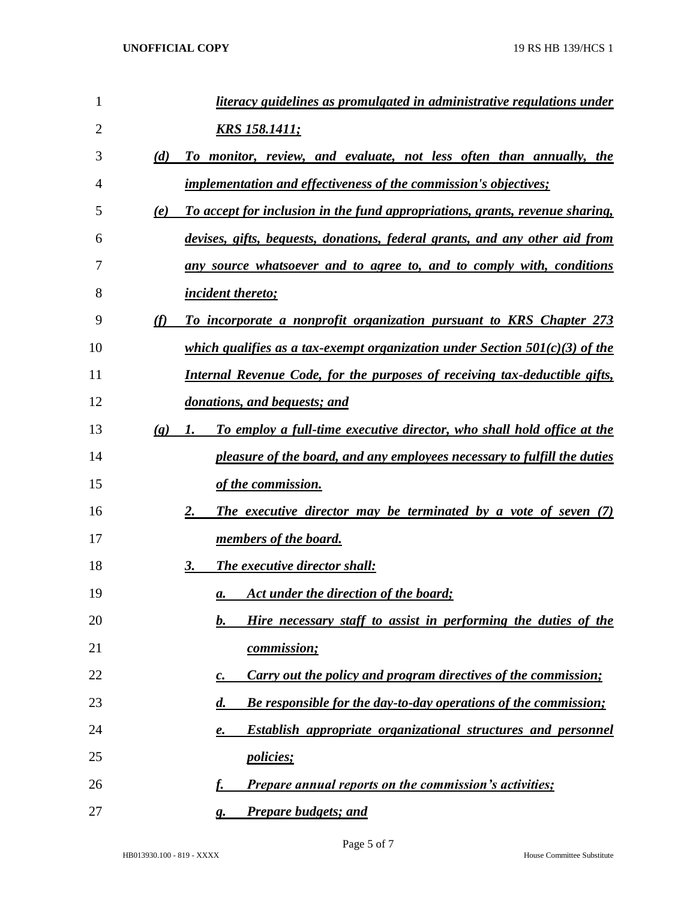*literacy guidelines as promulgated in administrative regulations under KRS 158.1411;*

(d) *To monitor, review, and evaluate, not less often than annually, the implementation and effectiveness of the commission's objectives;*

(e) *To accept for inclusion in the fund appropriations, grants, revenue sharing, devises, gifts, bequests, donations, federal grants, and any other aid from any source whatsoever and to agree to, and to comply with, conditions incident thereto;*

(f) *To incorporate a nonprofit organization pursuant to KRS Chapter 273 which qualifies as a tax-exempt organization under Section 501(c)(3) of the Internal Revenue Code, for the purposes of receiving tax-deductible gifts, donations, and bequests; and*

(g) 1. *To employ a full-time executive director, who shall hold office at the pleasure of the board, and any employees necessary to fulfill the duties of the commission.*

2. *The executive director may be terminated by a vote of seven (7) members of the board.*

3. *The executive director shall:*

a. *Act under the direction of the board;*

b. *Hire necessary staff to assist in performing the duties of the commission;*

c. *Carry out the policy and program directives of the commission;*

d. *Be responsible for the day-to-day operations of the commission;*

e. *Establish appropriate organizational structures and personnel policies;*

f. *Prepare annual reports on the commission's activities;*

g. *Prepare budgets; and*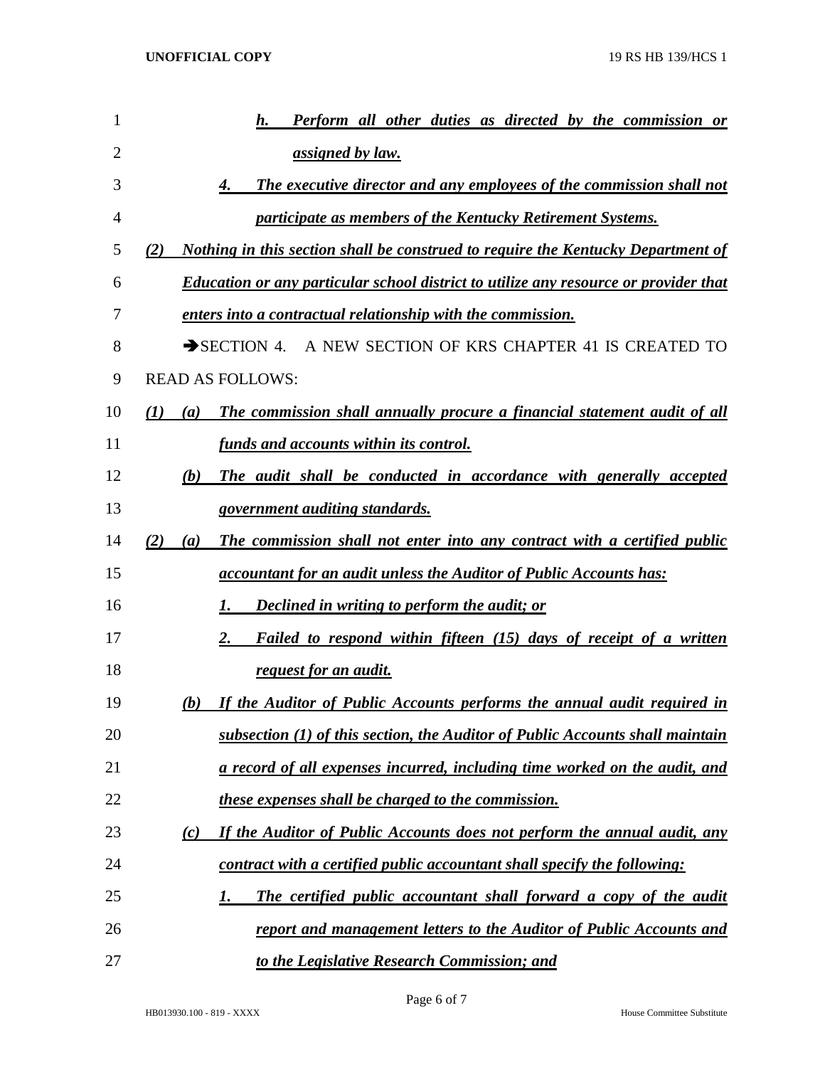*h. Perform all other duties as directed by the commission or assigned by law.*

*4. The executive director and any employees of the commission shall not participate as members of the Kentucky Retirement Systems.*

*(2) Nothing in this section shall be construed to require the Kentucky Department of Education or any particular school district to utilize any resource or provider that enters into a contractual relationship with the commission.*

➔SECTION 4. A NEW SECTION OF KRS CHAPTER 41 IS CREATED TO READ AS FOLLOWS:

*(1) (a) The commission shall annually procure a financial statement audit of all funds and accounts within its control.*

*(b) The audit shall be conducted in accordance with generally accepted government auditing standards.*

*(2) (a) The commission shall not enter into any contract with a certified public accountant for an audit unless the Auditor of Public Accounts has:*

*1. Declined in writing to perform the audit; or*

*2. Failed to respond within fifteen (15) days of receipt of a written request for an audit.*

*(b) If the Auditor of Public Accounts performs the annual audit required in subsection (1) of this section, the Auditor of Public Accounts shall maintain a record of all expenses incurred, including time worked on the audit, and these expenses shall be charged to the commission.*

*(c) If the Auditor of Public Accounts does not perform the annual audit, any contract with a certified public accountant shall specify the following:*

*1. The certified public accountant shall forward a copy of the audit report and management letters to the Auditor of Public Accounts and to the Legislative Research Commission; and*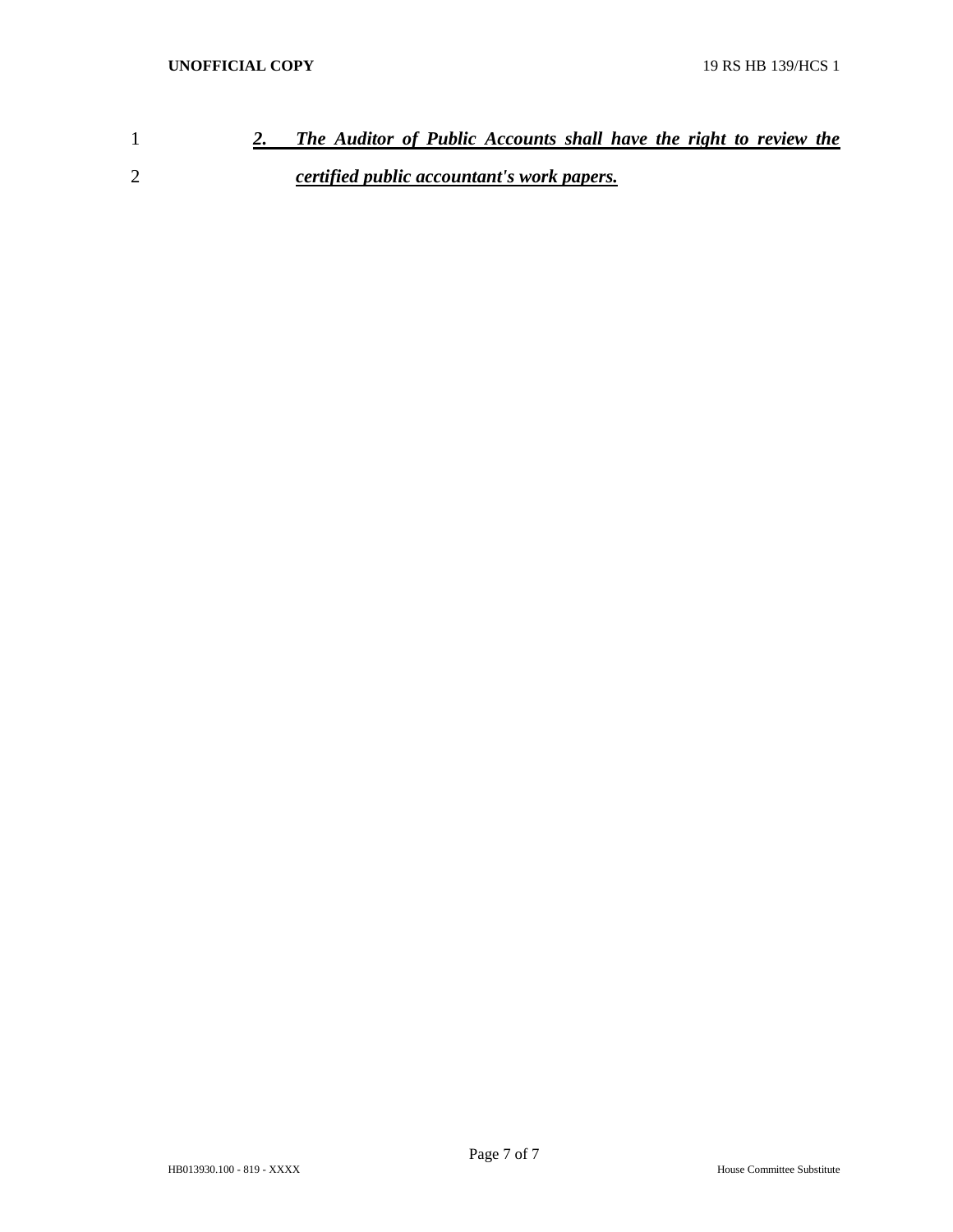***2. The Auditor of Public Accounts shall have the right to review the certified public accountant's work papers.***